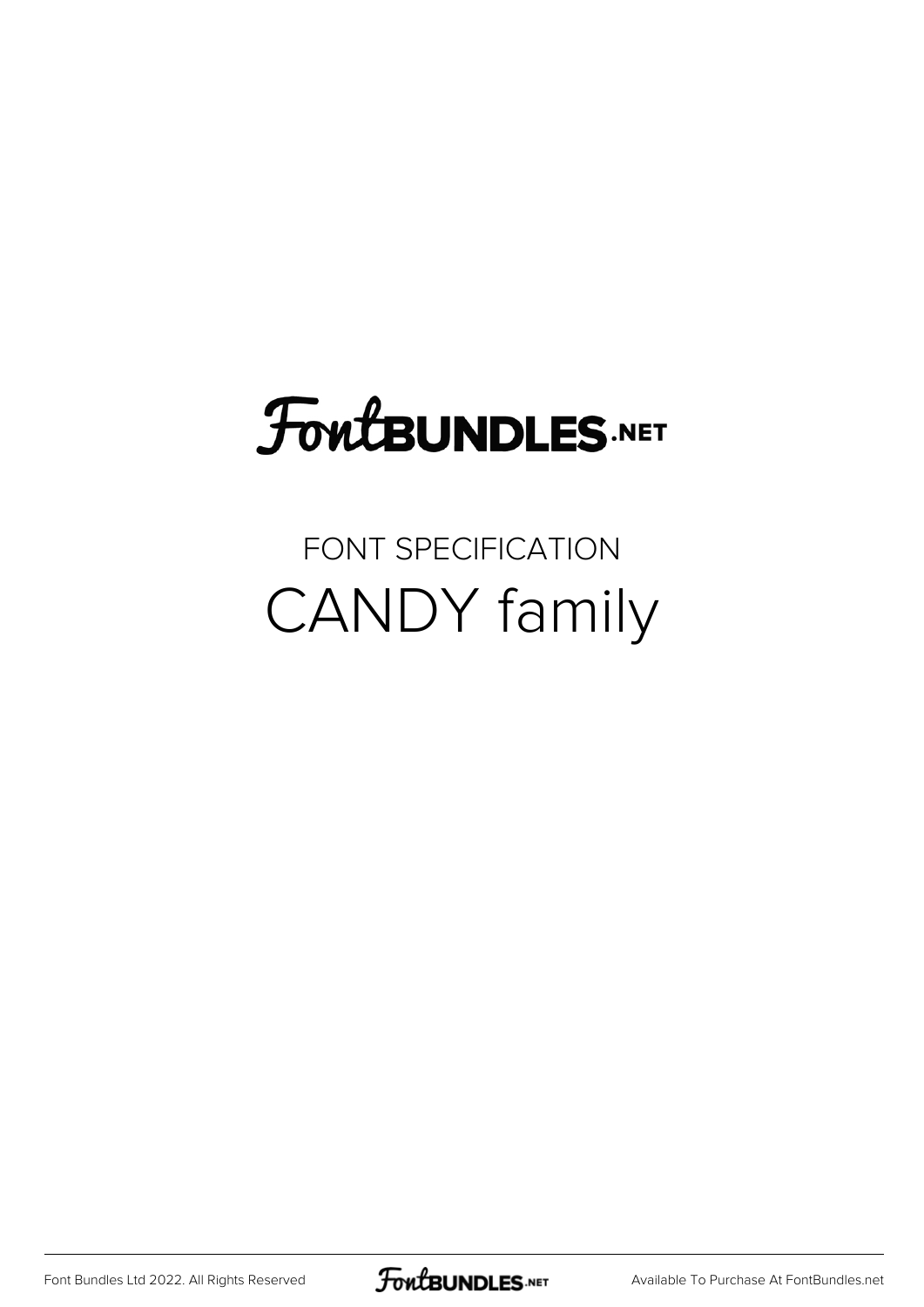FontBUNDLES.NET

FONT SPECIFICATION

# CANDY family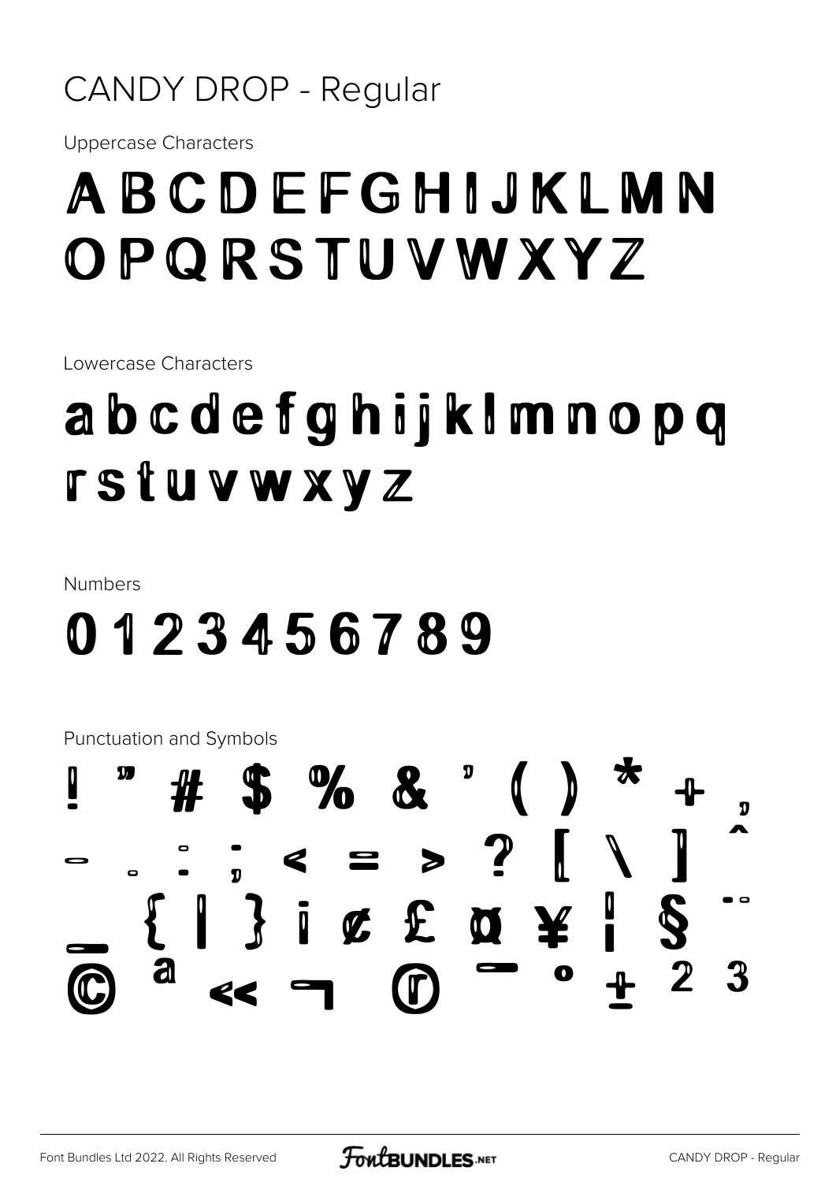# CANDY DROP - Regular

Uppercase Characters

ABCDEFGHIJKLMN
OPQRSTUVWXYZ

Lowercase Characters

abcdefghijklmnopq
rstuvwxyz

Numbers

0123456789

Punctuation and Symbols

! " # $ % & ' ( ) * + ,
- . : ; < = > ? [ \ ] ^
_ { | } ¡ ¢ £ ¤ ¥ ¦ § ¨
© ª « ¬ ® ¯ ° ± ² ³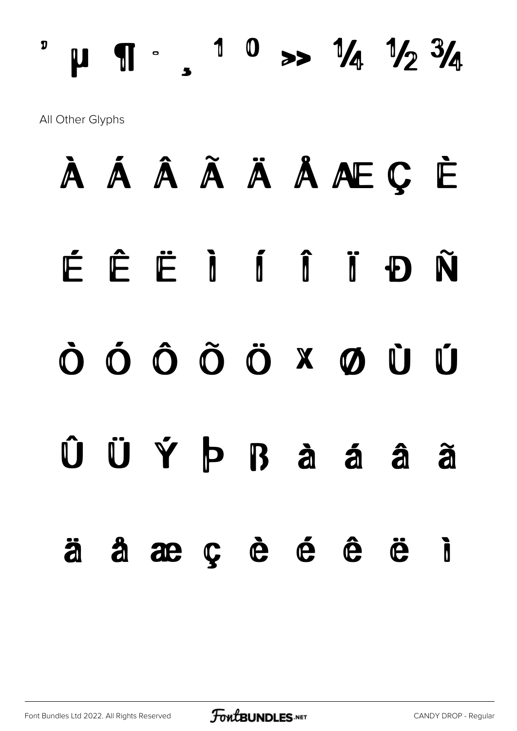’ µ ¶ · ¸ ¹ º » ¼ ½ ¾

All Other Glyphs

À Á Â Ã Ä Å Æ Ç È

É Ê Ë Ì Í Î Ï Ð Ñ

Ò Ó Ô Õ Ö × Ø Ù Ú

Û Ü Ý Þ ß à á â ã

ä å æ ç è é ê ë ì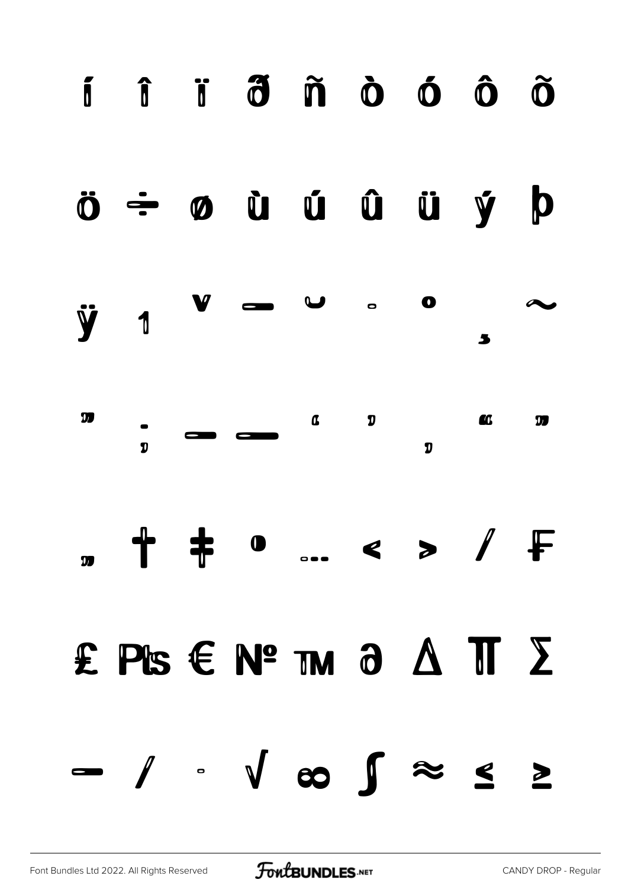í î ï ð ñ ò ó ô õ

ö ÷ ø ù ú û ü ý þ

ÿ ı ˇ ¯ ˘ ˙ ˚ ˛ ˜

˝ ; – — ' ' ‚ " "

„ † ‡ • … ‹ › ⁄ ₣

₤ ₧ € № ™ ∂ ∆ ∏ ∑

− ∕ · √ ∞ ∫ ≈ ≤ ≥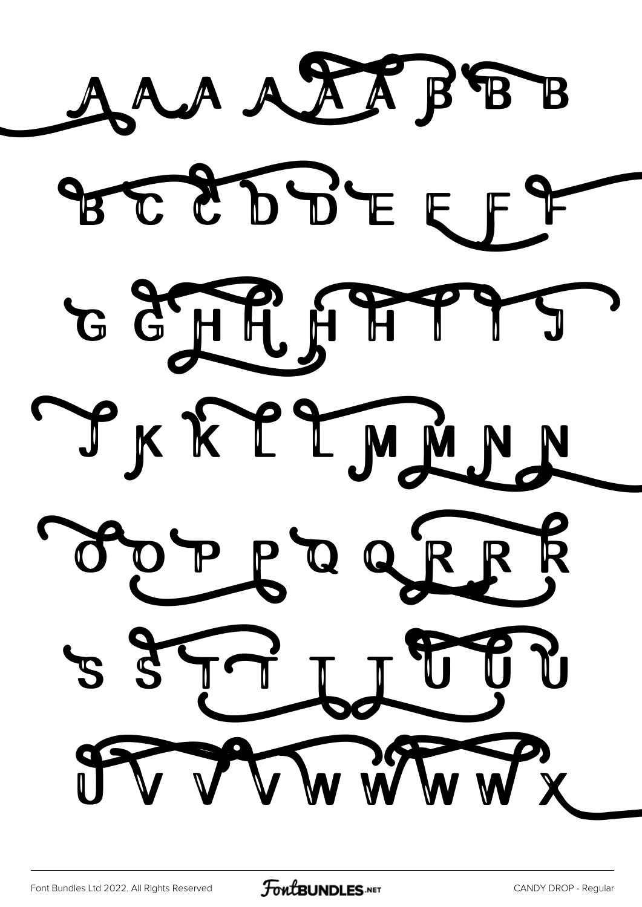A A A A A A B B B

B C C D D E E F F

G G H H H H I I J

J K K L L M M N N

O O P P Q Q R R R

S S T T T T U U U

U V V V V W W W W X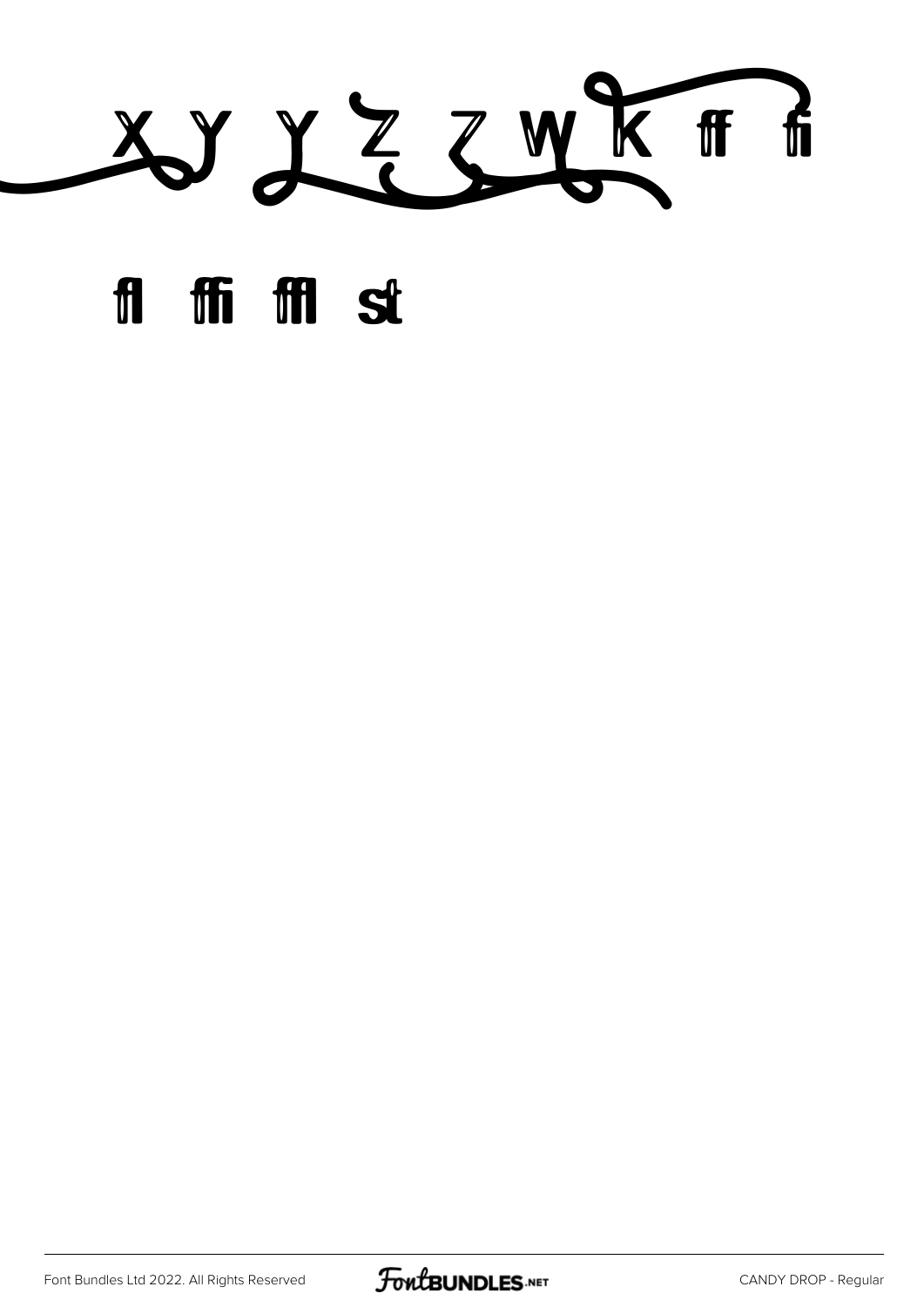X Y Y Z Z W K ﬀ ﬁ

ﬂ ﬃ ﬄ ﬆ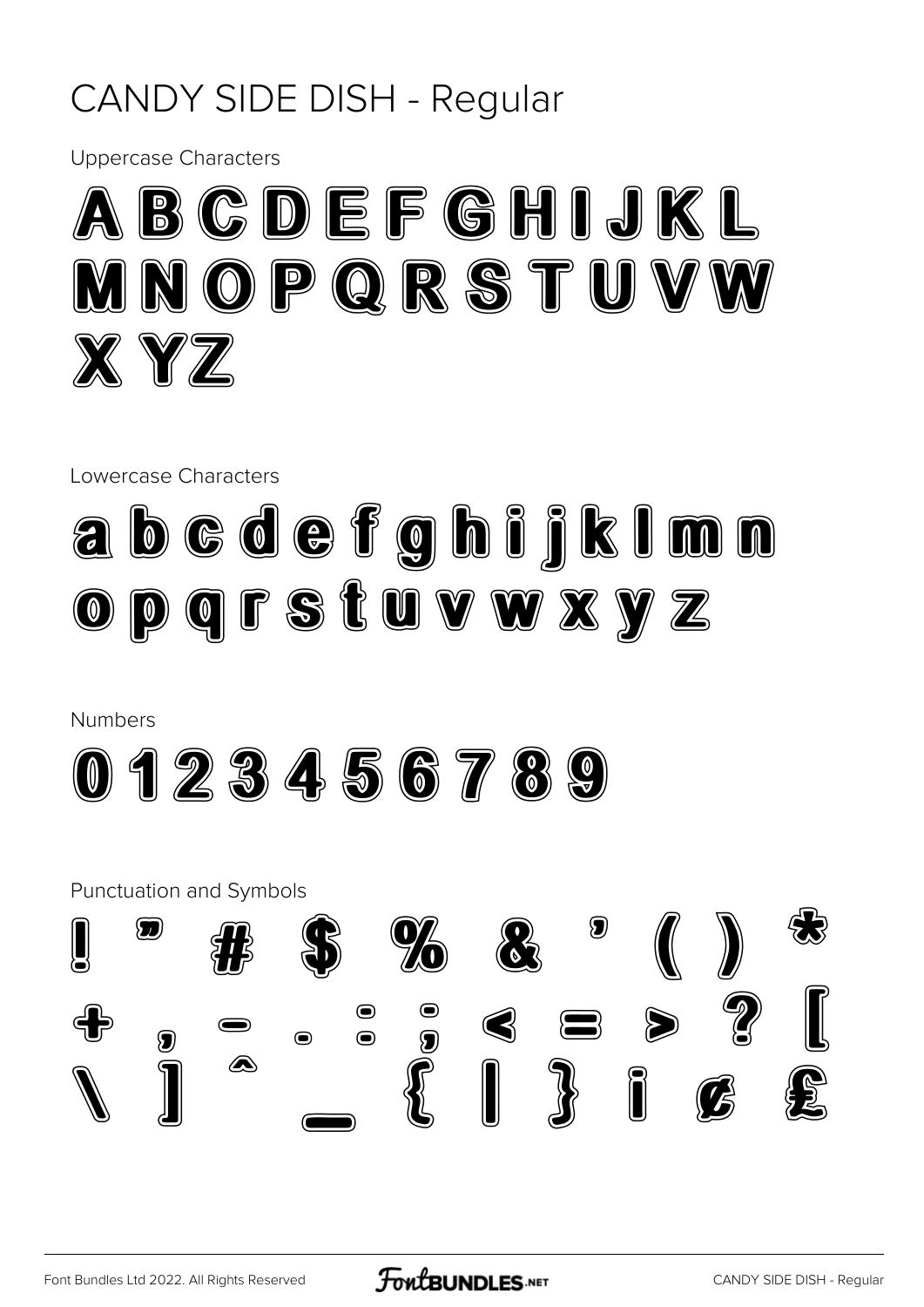# CANDY SIDE DISH - Regular

Uppercase Characters

A B C D E F G H I J K L
M N O P Q R S T U V W
X Y Z

Lowercase Characters

a b c d e f g h i j k l m n
o p q r s t u v w x y z

Numbers

0 1 2 3 4 5 6 7 8 9

Punctuation and Symbols

! " # $ % & ' ( ) *
+ , - . : ; < = > ? [
\ ] ^ _ { | } ¡ ¢ £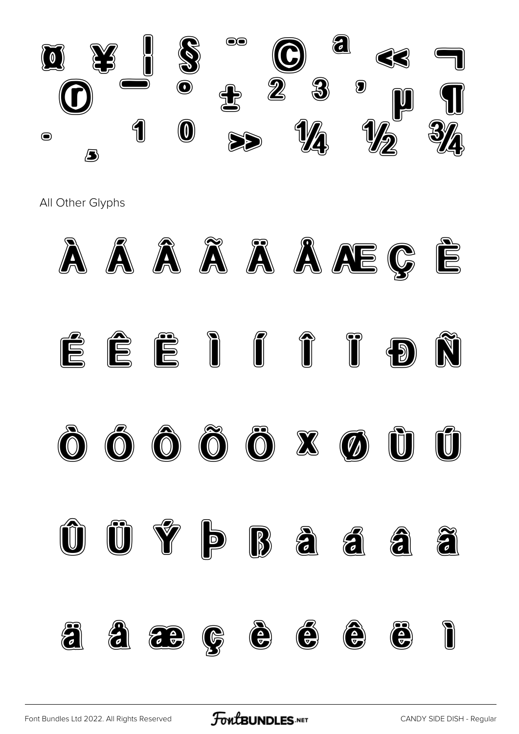¤ ¥ ¦ § ¨ © ª « ¬
® ¯ ° ± ² ³ ´ µ ¶
· ¸ ¹ º » ¼ ½ ¾

All Other Glyphs

À Á Â Ã Ä Å Æ Ç È

É Ê Ë Ì Í Î Ï Ð Ñ

Ò Ó Ô Õ Ö × Ø Ù Ú

Û Ü Ý Þ ß à á â ã

ä å æ ç è é ê ë ì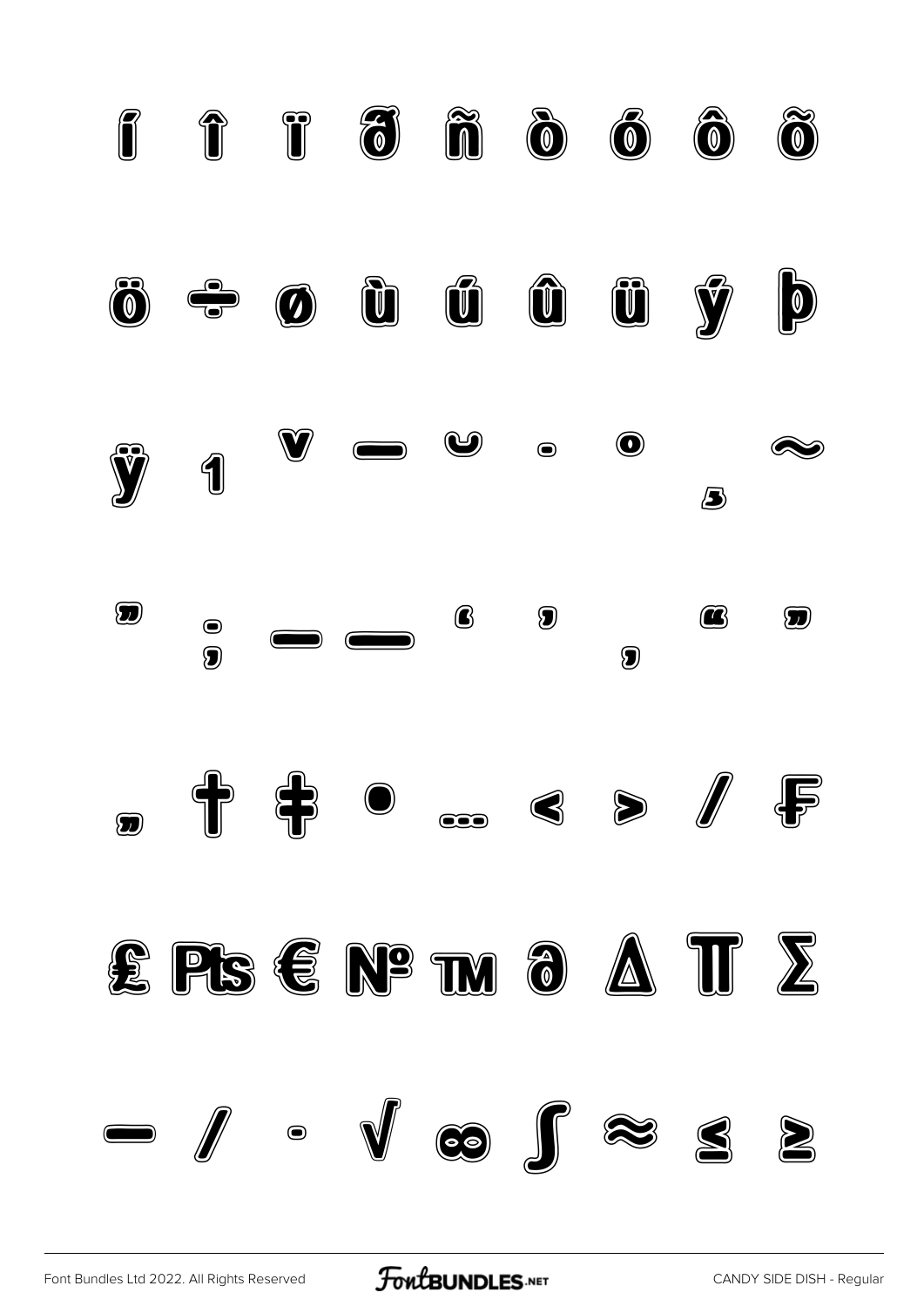í î ï ð ñ ò ó ô õ

ö ÷ ø ù ú û ü ý þ

ÿ ı ˇ ˉ ˘ ˙ ˚ ˛ ˜

˝ ; – — ‘ ’ ‚ “ ”

„ † ‡ • … ‹ › ⁄ ₣

₤ ₧ € № ™ ∂ ∆ ∏ ∑

− ∕ ∙ √ ∞ ∫ ≈ ≤ ≥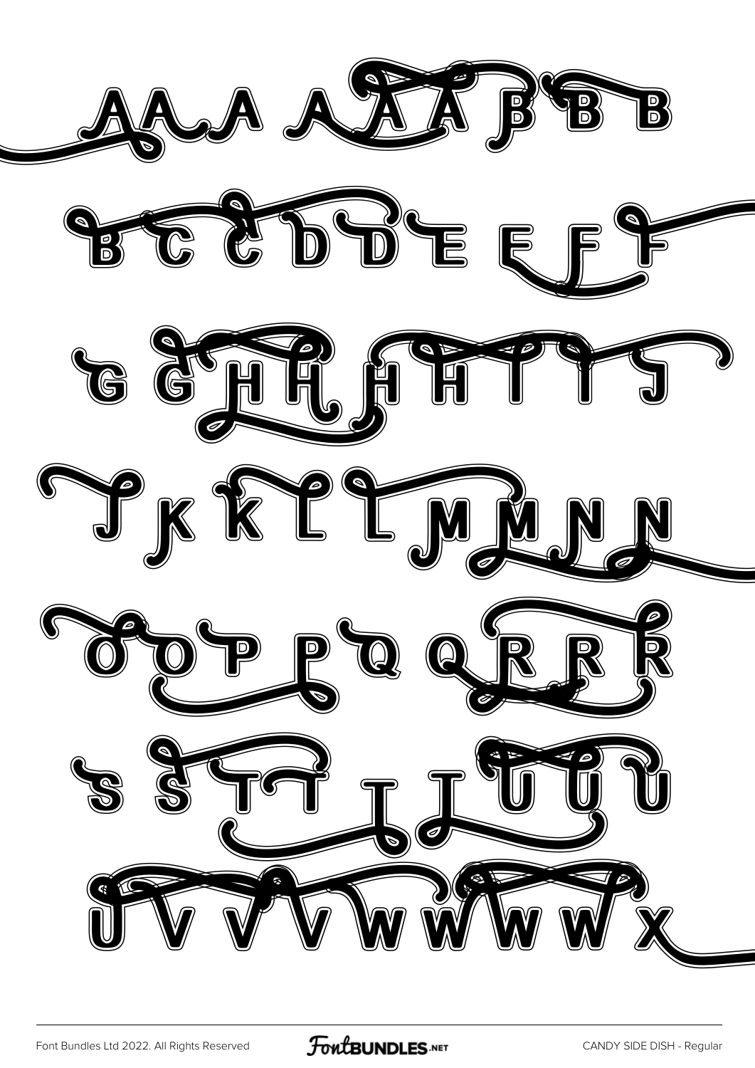AAA AAA BBB

BCCDDEEFF

GGHHHHIIJ

JKKLLMMNN

OOPPQQRRR

SSTTTTUUU

UVVVVWWWWX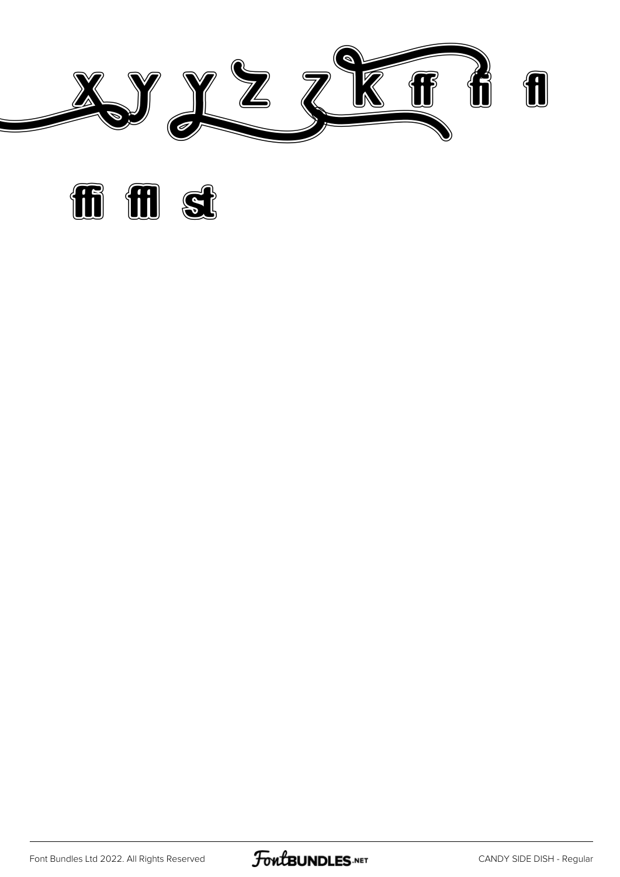X Y Y Z Z K ff fi fl

ffi ffl st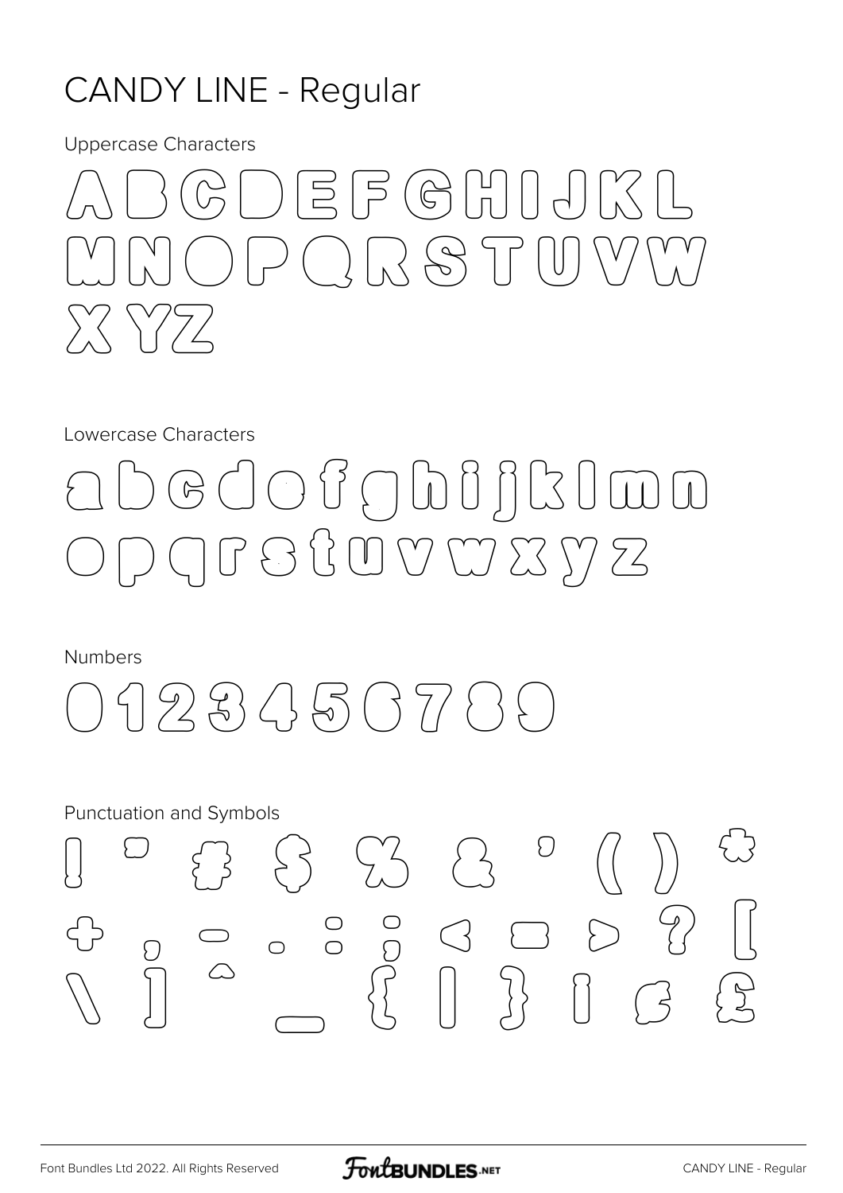# CANDY LINE - Regular

Uppercase Characters

A B C D E F G H I J K L
M N O P Q R S T U V W
X Y Z

Lowercase Characters

a b c d e f g h i j k l m n
o p q r s t u v w x y z

Numbers

0 1 2 3 4 5 6 7 8 9

Punctuation and Symbols

! " # $ % & ' ( ) *
+ , - . : ; < = > ? [
\ ] ^ _ { | } ¡ ¢ £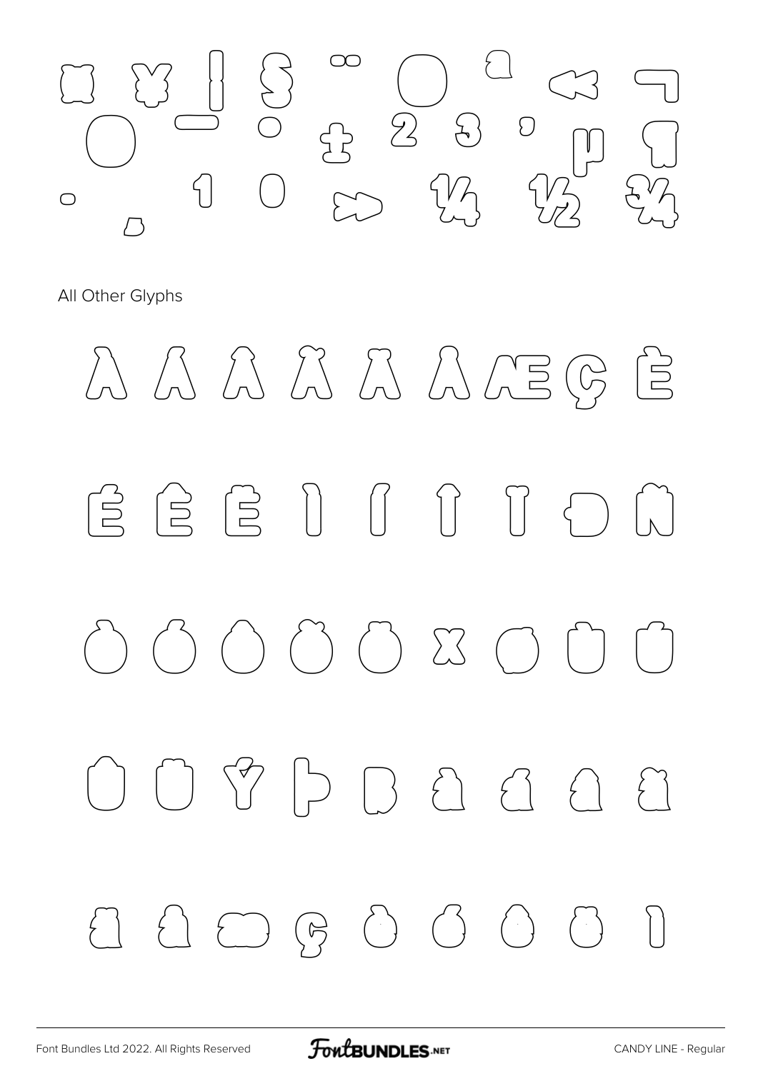¤ ¥ ¦ § ¨ © ª « ¬
® ¯ ° ± ² ³ ´ µ ¶
· ¸ ¹ º » ¼ ½ ¾

All Other Glyphs

À Á Â Ã Ä Å Æ Ç È

É Ê Ë Ì Í Î Ï Ð Ñ

Ò Ó Ô Õ Ö × Ø Ù Ú

Û Ü Ý Þ ß à á â ã

ä å æ ç è é ê ë ì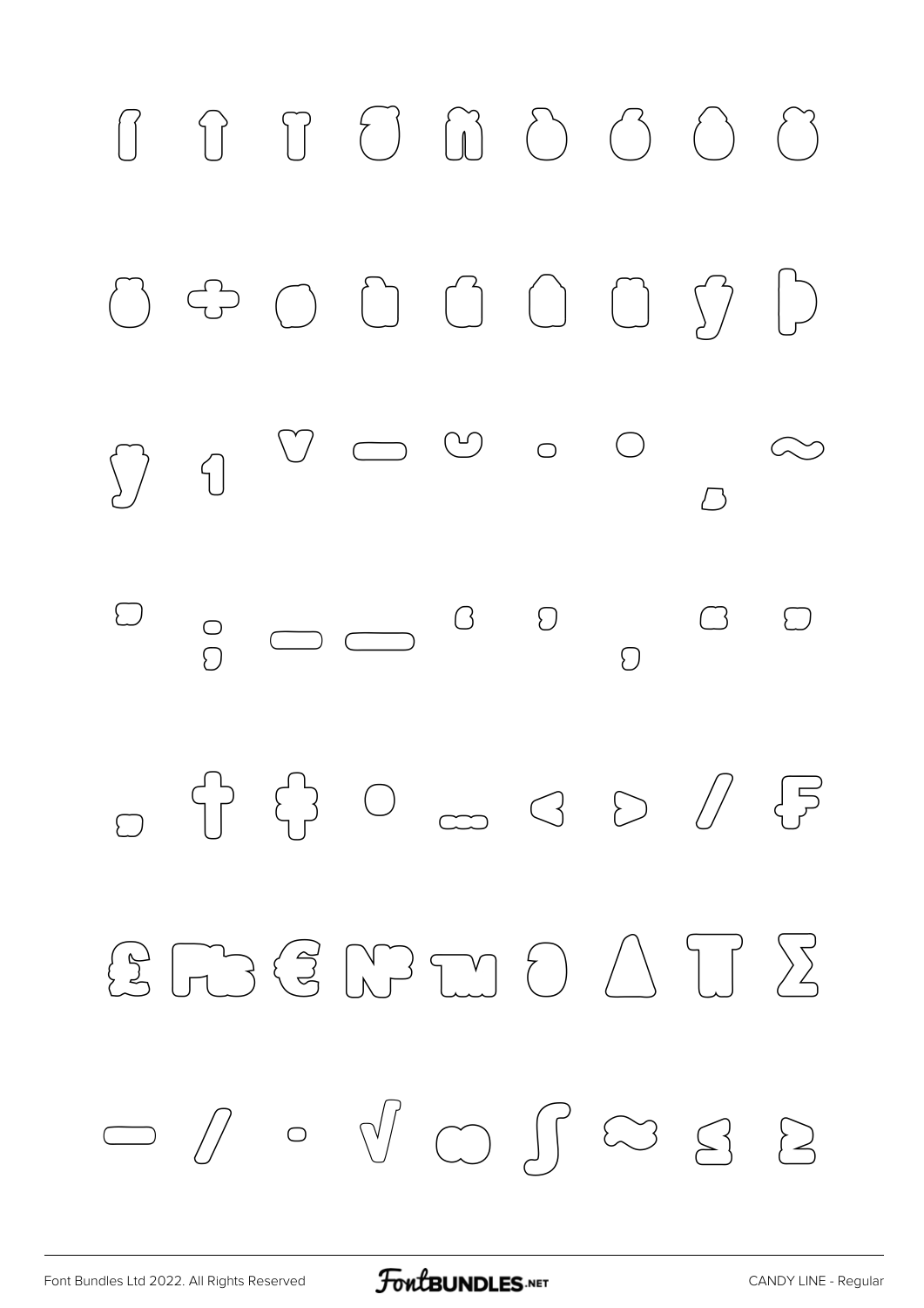ĭ î ï ð ñ ò ó ô õ

ö ÷ ø ù ú û ü ý þ

ÿ ı ˇ ˉ ˘ ˙ ˚ ˛ ˜

˝ ; – — ' ' ‚ " "

„ † ‡ • … ‹ › ⁄ ₣

£ ₧ € № ™ ∂ ∆ ∏ ∑

− ∕ ∙ √ ∞ ∫ ≈ ≤ ≥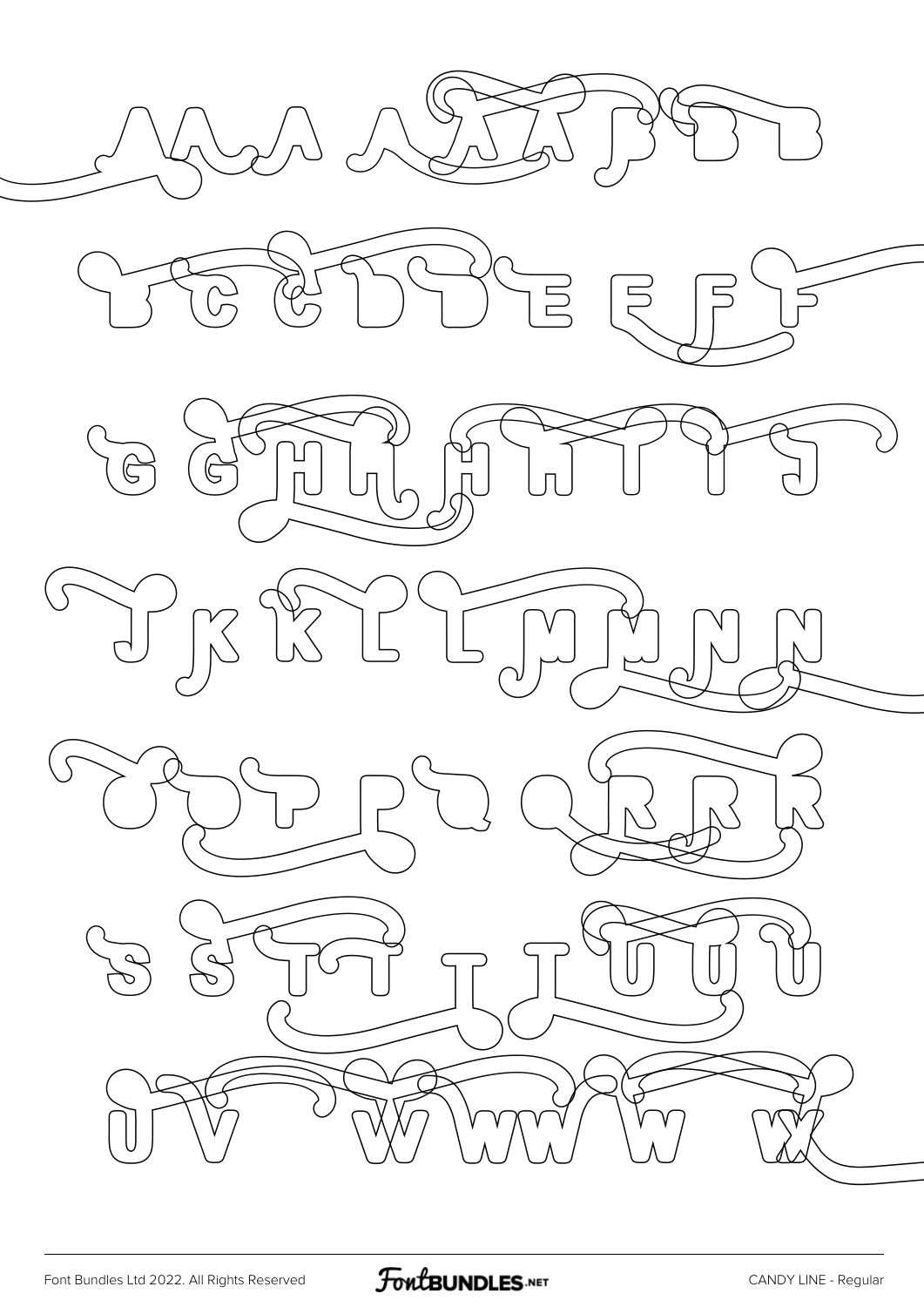A A A A A A A B B B

B C C D D E E F F

G G H H H H I I J

J K K L L M M N N

O O P P Q Q R R R

S S T T T T U U U

U V W W W W W X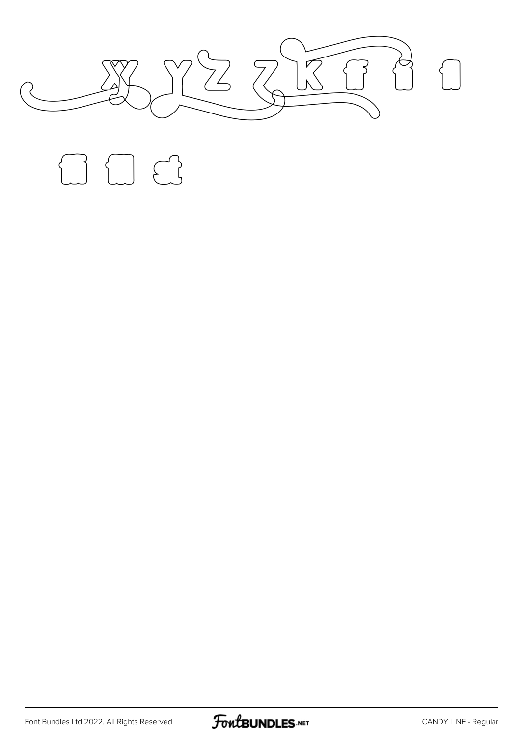y y Y z z Z k f i l

fi fl st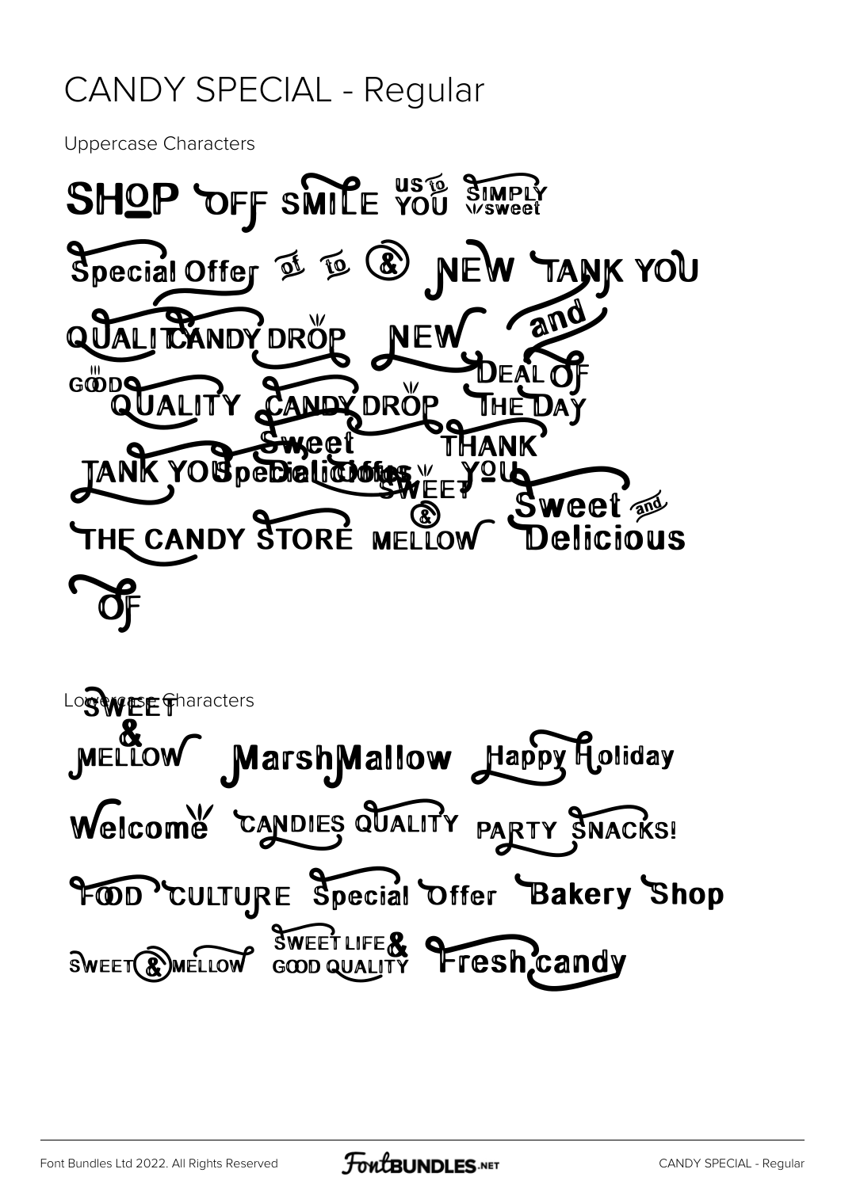# CANDY SPECIAL - Regular

Uppercase Characters

SHOP OFF SMILE US to YOU SIMPLY sweet

Special Offer of to & NEW TANK YOU

QUALITY CANDY DROP NEW and

GOOD QUALITY CANDY DROP DEAL OF THE DAY

TANK YOU Special Offer Sweet SWEET THANK YOU

THE CANDY STORE MELLOW Sweet and Delicious

OF

Lowercase Characters

SWEET & MELLOW MarshMallow Happy Holiday

Welcome CANDIES QUALITY PARTY SNACKS!

FOOD CULTURE Special Offer Bakery Shop

SWEET & MELLOW SWEET LIFE & GOOD QUALITY Fresh candy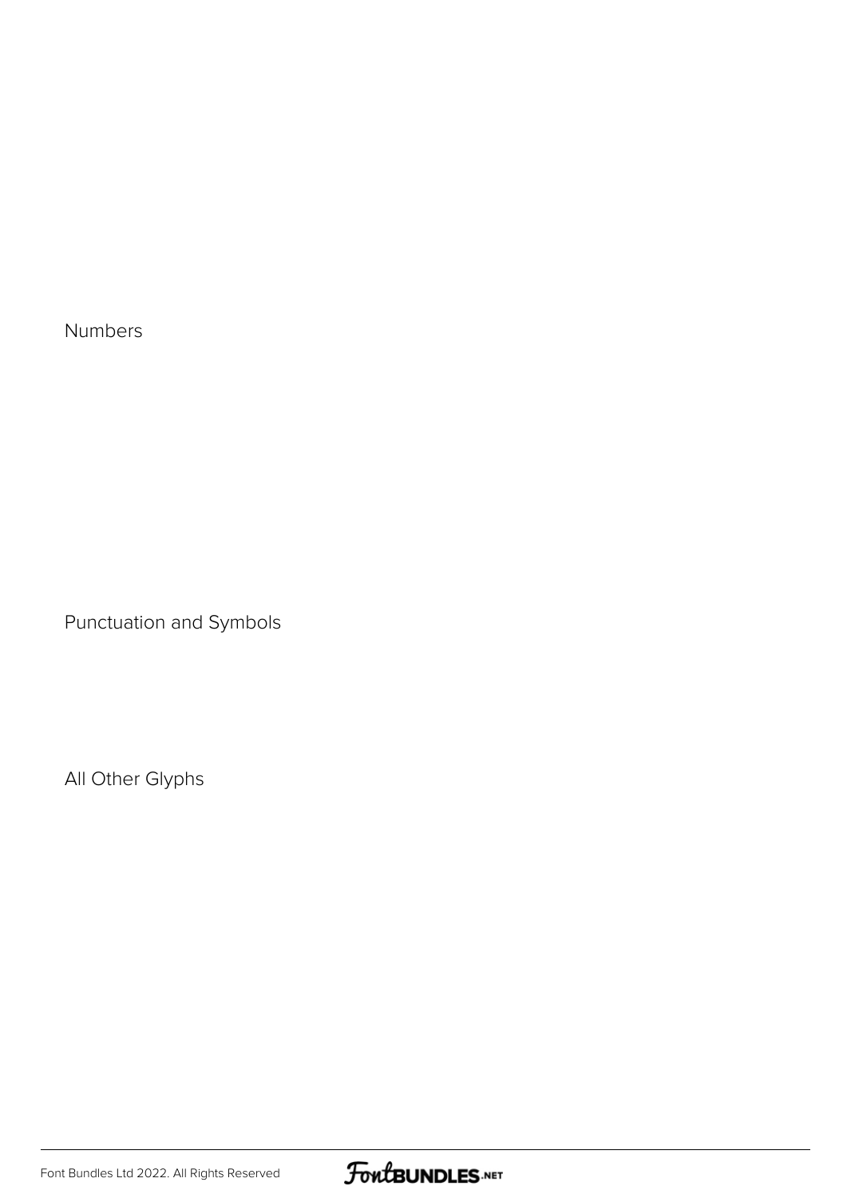Numbers

Punctuation and Symbols

All Other Glyphs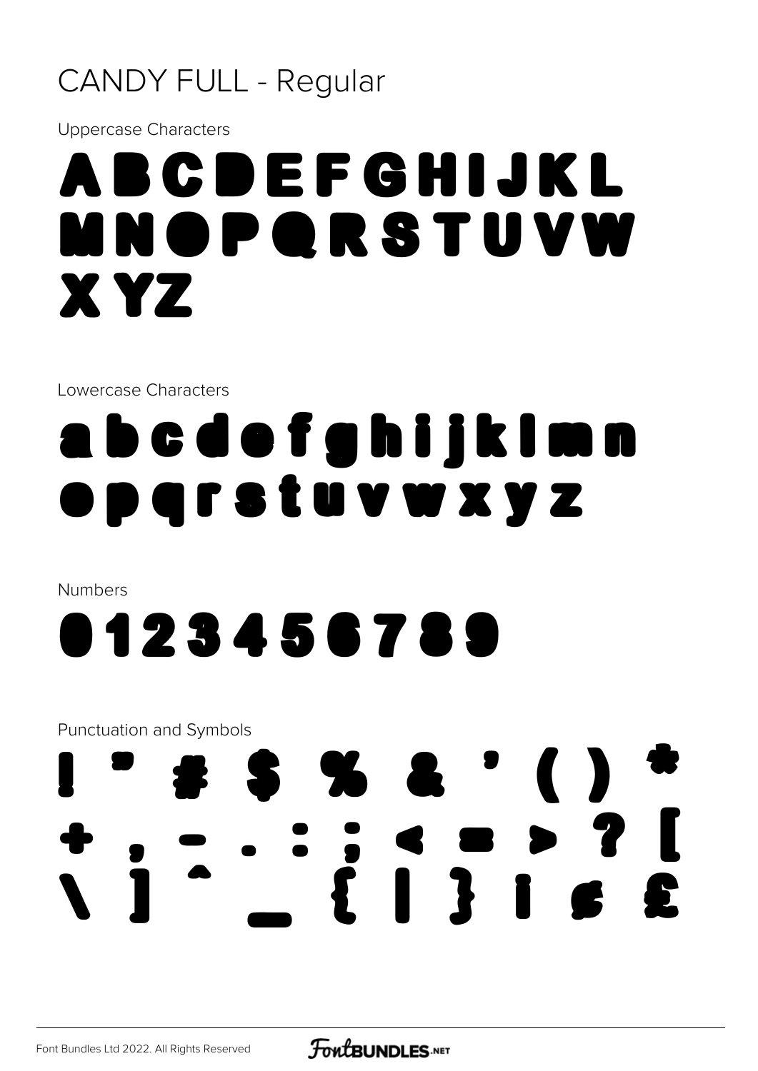# CANDY FULL - Regular

Uppercase Characters

ABCDEFGHIJKL
MNOPQRSTUVW
XYZ

Lowercase Characters

abcdefghijklmn
opqrstuvwxyz

Numbers

0123456789

Punctuation and Symbols

! " # $ % & ' ( ) *
+ , - . : ; < = > ? [
\ ] ^ _ { | } ¡ ¢ £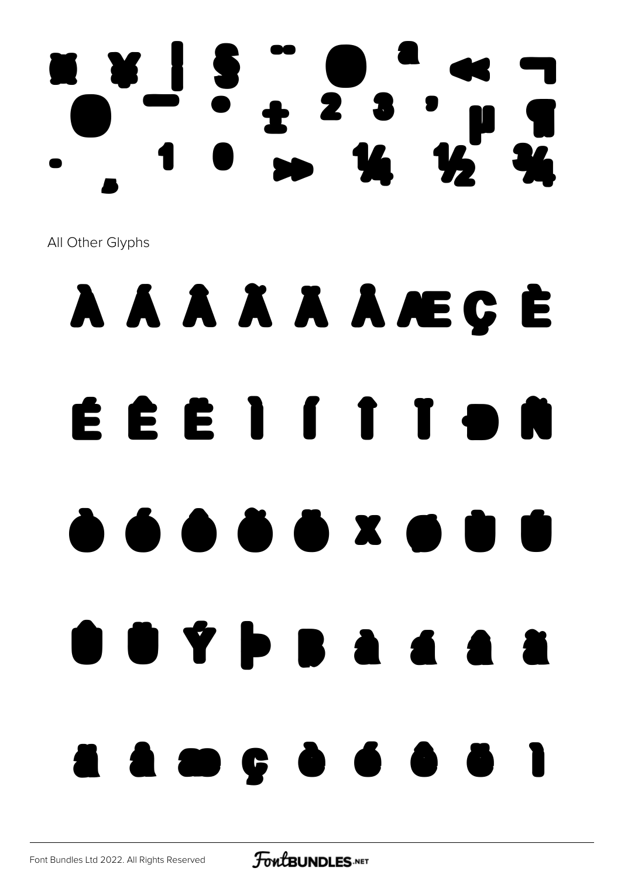¤ ¥ ¦ § ¨ © ª « ¬
® ¯ ° ± ² ³ ´ µ ¶
· ¸ ¹ º » ¼ ½ ¾

All Other Glyphs

À Á Â Ã Ä Å Æ Ç È

É Ê Ë Ì Í Î Ï Ð Ñ

Ò Ó Ô Õ Ö × Ø Ù Ú

Û Ü Ý Þ ß à á â ã

ä å æ ç è é ê ë ì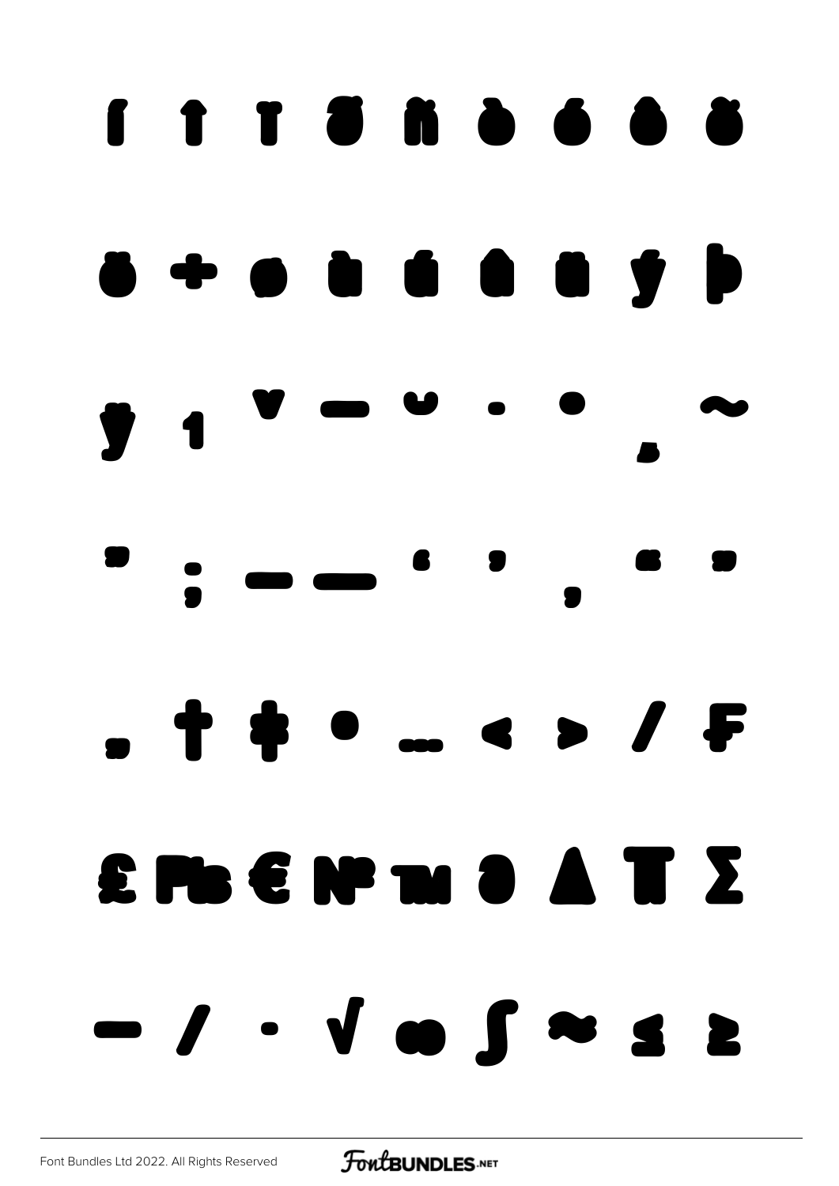í î ï ð ñ ò ó ô õ

ö ÷ ø ù ú û ü ý þ

ÿ ı ˇ ˉ ˘ ˙ ˚ ˛ ˜

˝ ; – — ' ' ‚ " "

„ † ‡ • … ‹ › ⁄ ₣

£ ₧ € № ™ ∂ ∆ ∏ ∑

− ∕ ∙ √ ∞ ∫ ≈ ≤ ≥

Font Bundles Ltd 2022. All Rights Reserved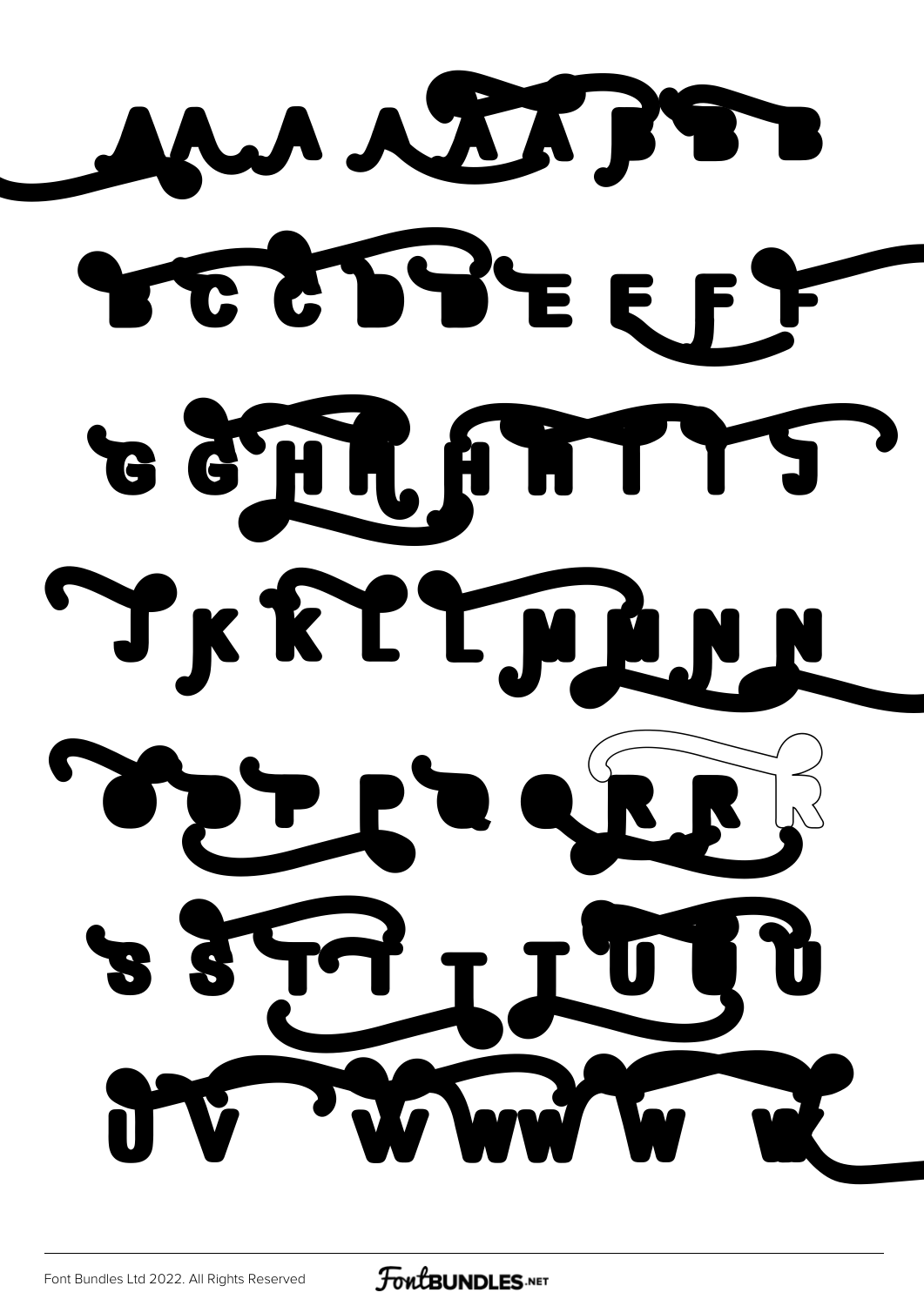A A A A A A B B B

B C C D D E E F F

G G H H H H I I J

J K K L L M M N N

O P P Q Q R R R

S S T T T T U U U

U V W W W W W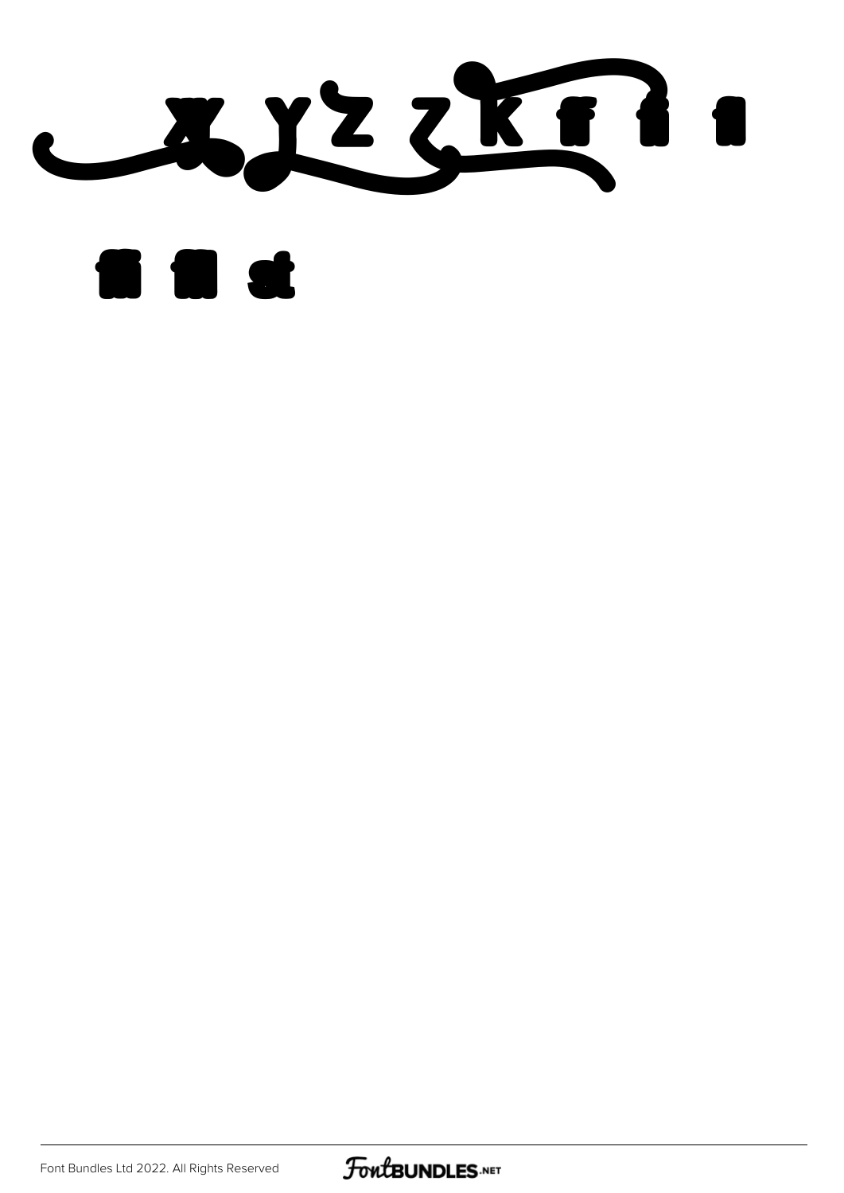x y z z k ff fi fl

ffi ffl st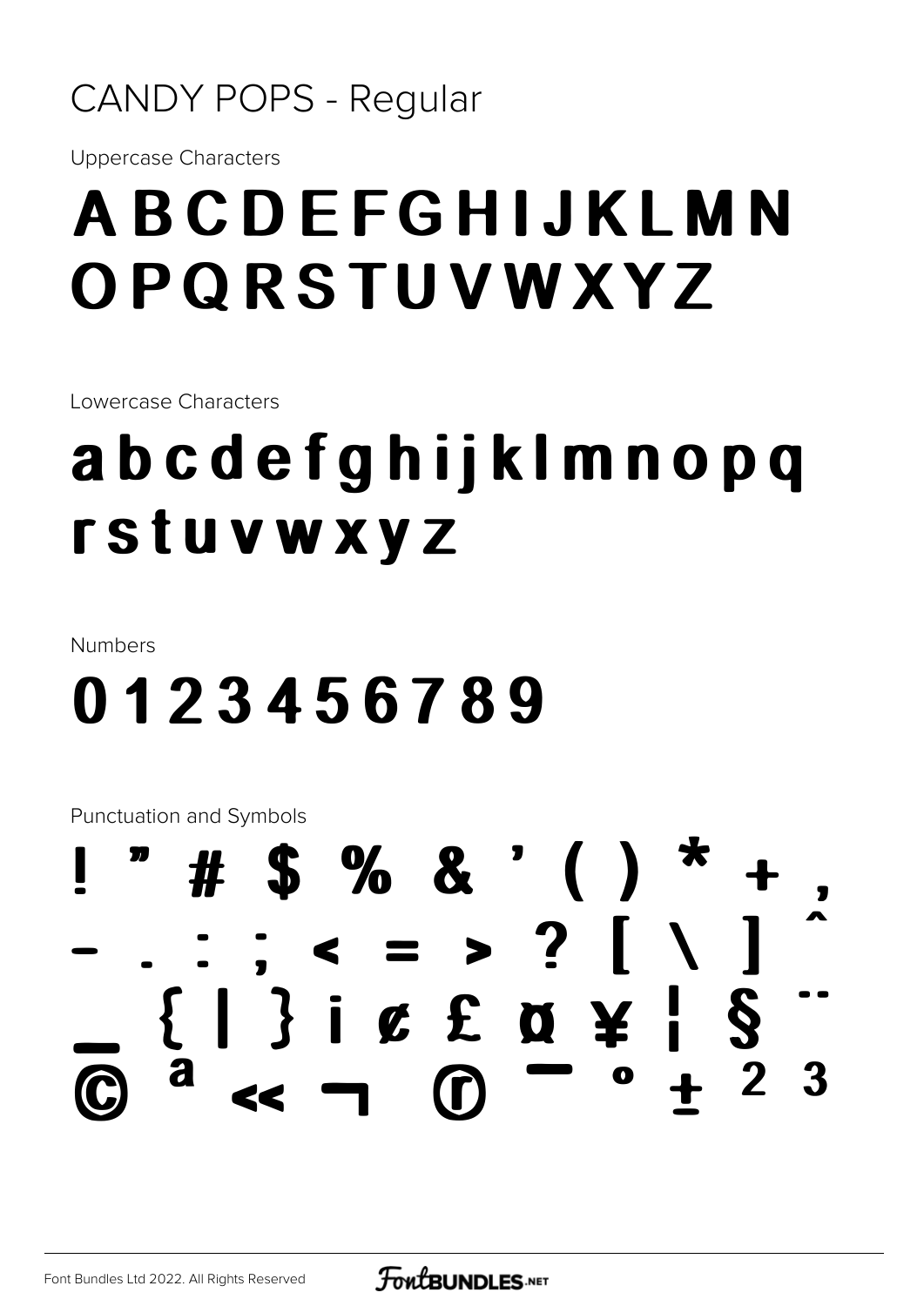# CANDY POPS - Regular

Uppercase Characters

## ABCDEFGHIJKLMN OPQRSTUVWXYZ

Lowercase Characters

## abcdefghijklmnopq rstuvwxyz

Numbers

## 0123456789

Punctuation and Symbols

## ! " # $ % & ' ( ) * + , - . : ; < = > ? [ \ ] ^ _ { | } ¡ ¢ £ ¤ ¥ ¦ § ¨ © ª « ¬ ® ¯ ° ± ² ³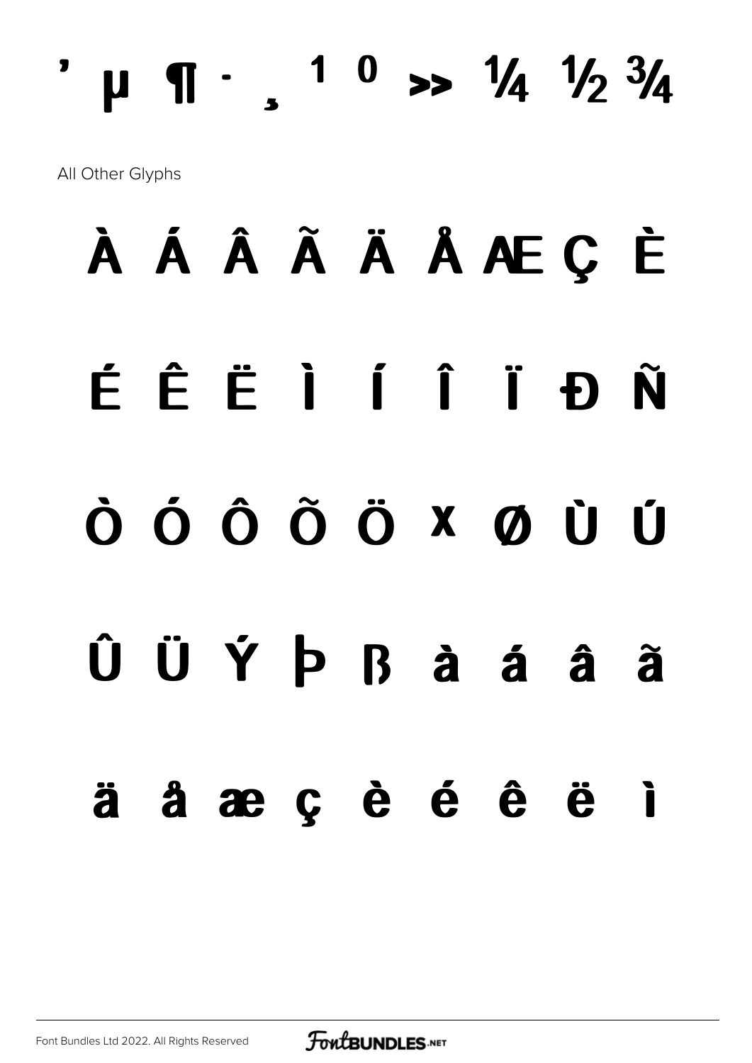' µ ¶ · ¸ ¹ º » ¼ ½ ¾

All Other Glyphs

À Á Â Ã Ä Å Æ Ç È

É Ê Ë Ì Í Î Ï Ð Ñ

Ò Ó Ô Õ Ö × Ø Ù Ú

Û Ü Ý Þ ß à á â ã

ä å æ ç è é ê ë ì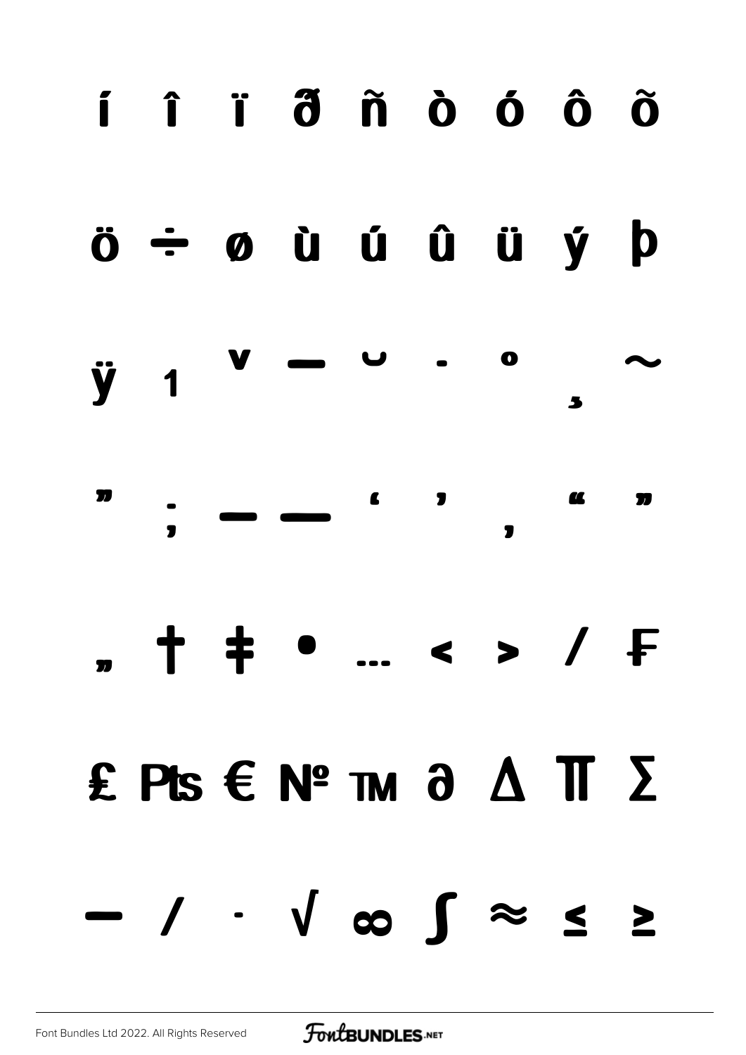í î ï ð ñ ò ó ô õ

ö ÷ ø ù ú û ü ý þ

ÿ ı ˇ ¯ ˘ ˙ ˚ ¸ ˜

˝ ; – — ‘ ’ ‚ “ ”

„ † ‡ • … ‹ › ⁄ ₣

₤ ₧ € № ™ ∂ ∆ ∏ ∑

− ∕ ∙ √ ∞ ∫ ≈ ≤ ≥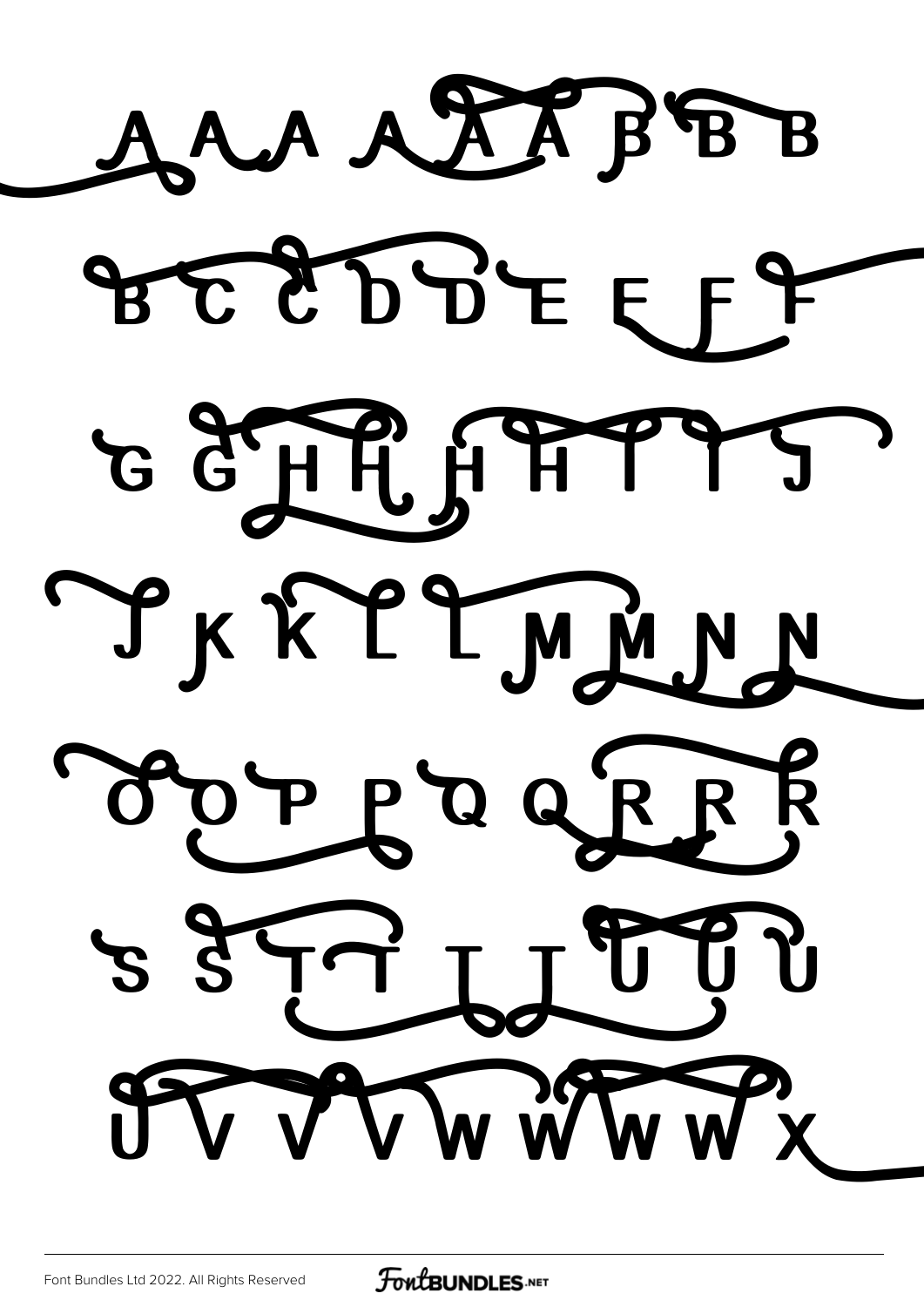A A A A A A B B B

B C C D D E E F F

G G H H H H I I J

J K K L L M M N N

O O P P Q Q R R R

S S T T T T U U U

U V V V W W W W X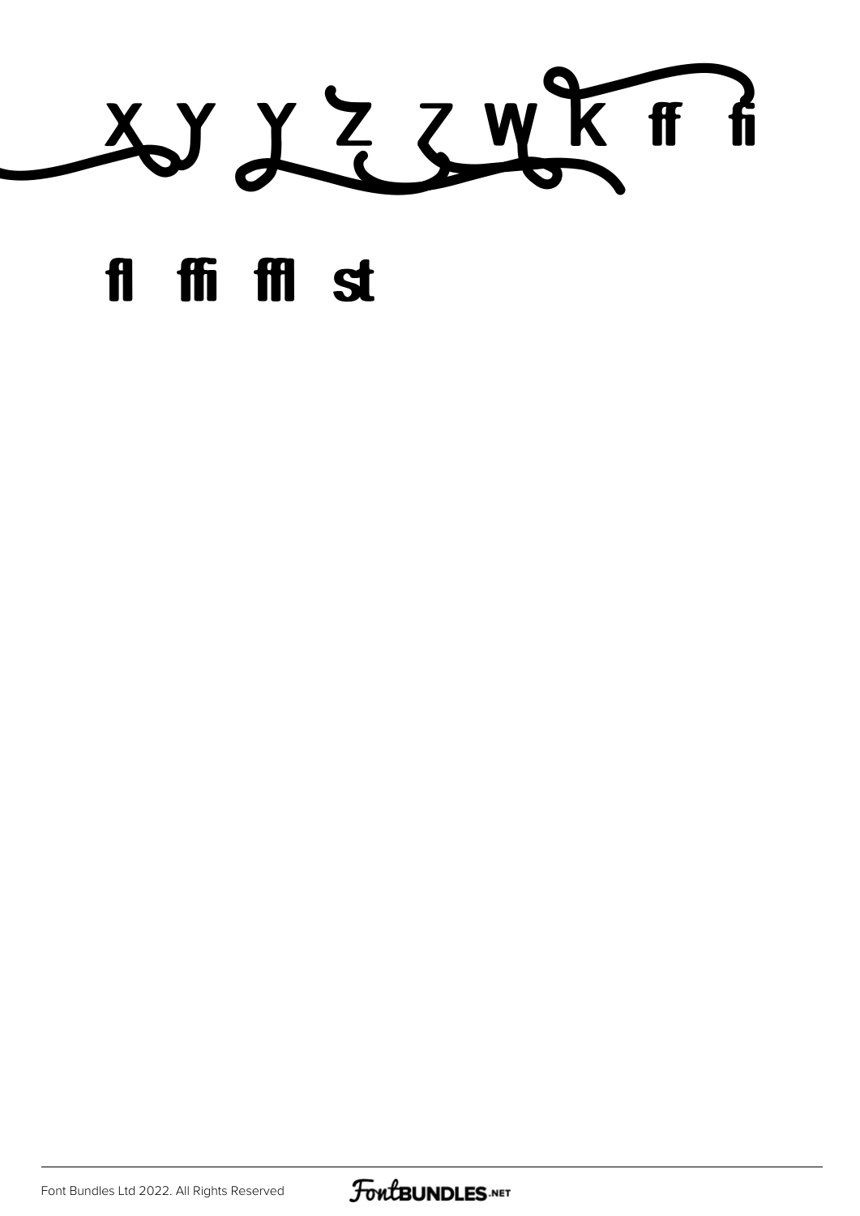x y y z z w k ﬀ ﬁ

ﬂ ﬃ ﬄ ﬆ